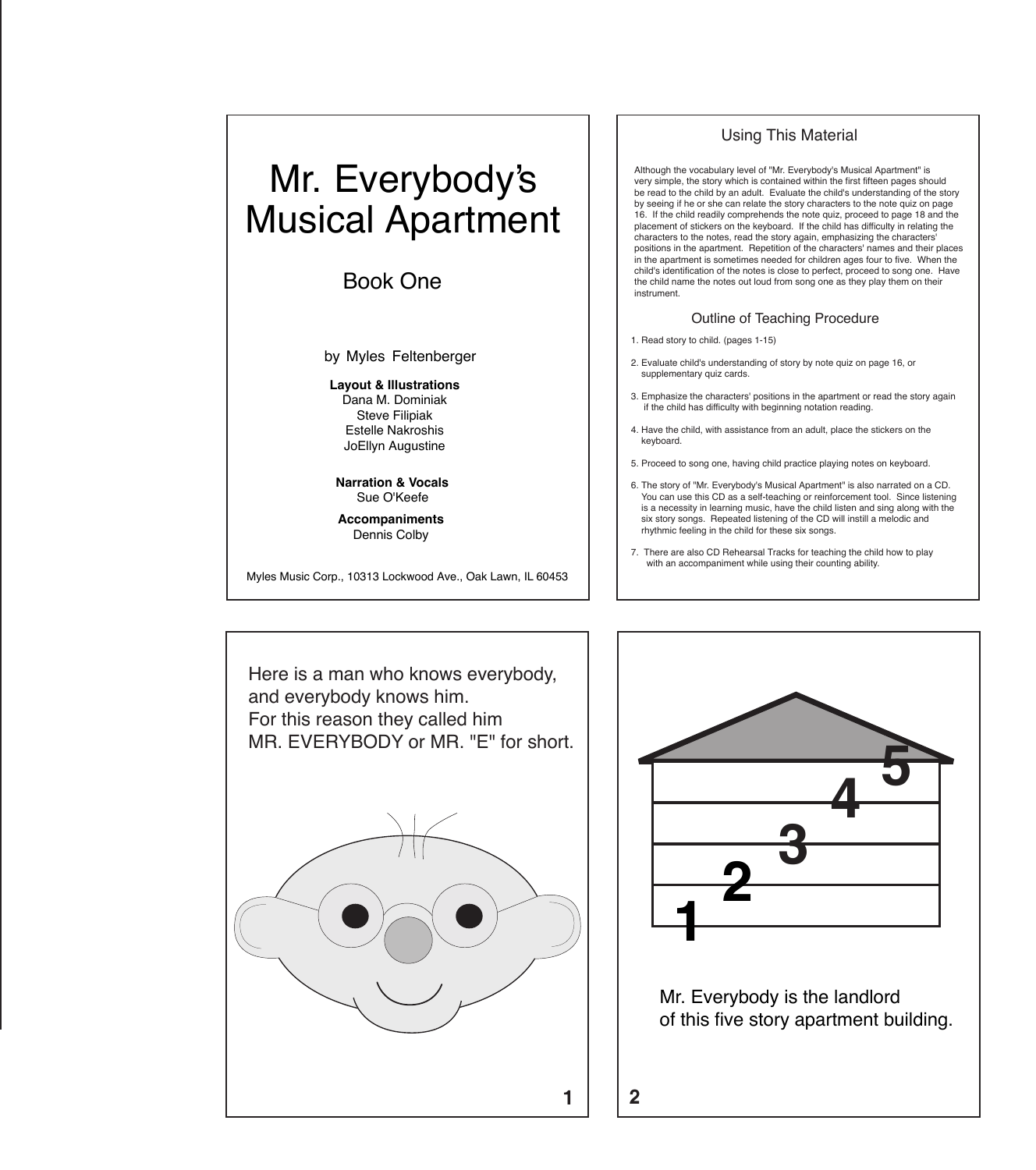# Mr. Everybody's Musical Apartment

## Book One

by Myles Feltenberger

**Layout & Illustrations**
Dana M. Dominiak
Steve Filipiak
Estelle Nakroshis
JoEllyn Augustine

**Narration & Vocals**
Sue O'Keefe

**Accompaniments**
Dennis Colby

Myles Music Corp., 10313 Lockwood Ave., Oak Lawn, IL 60453

## Using This Material

Although the vocabulary level of "Mr. Everybody's Musical Apartment" is very simple, the story which is contained within the first fifteen pages should be read to the child by an adult. Evaluate the child's understanding of the story by seeing if he or she can relate the story characters to the note quiz on page 16. If the child readily comprehends the note quiz, proceed to page 18 and the placement of stickers on the keyboard. If the child has difficulty in relating the characters to the notes, read the story again, emphasizing the characters' positions in the apartment. Repetition of the characters' names and their places in the apartment is sometimes needed for children ages four to five. When the child's identification of the notes is close to perfect, proceed to song one. Have the child name the notes out loud from song one as they play them on their instrument.

## Outline of Teaching Procedure

1. Read story to child. (pages 1-15)
2. Evaluate child's understanding of story by note quiz on page 16, or supplementary quiz cards.
3. Emphasize the characters' positions in the apartment or read the story again if the child has difficulty with beginning notation reading.
4. Have the child, with assistance from an adult, place the stickers on the keyboard.
5. Proceed to song one, having child practice playing notes on keyboard.
6. The story of "Mr. Everybody's Musical Apartment" is also narrated on a CD. You can use this CD as a self-teaching or reinforcement tool. Since listening is a necessity in learning music, have the child listen and sing along with the six story songs. Repeated listening of the CD will instill a melodic and rhythmic feeling in the child for these six songs.
7. There are also CD Rehearsal Tracks for teaching the child how to play with an accompaniment while using their counting ability.

Here is a man who knows everybody,
and everybody knows him.
For this reason they called him
MR. EVERYBODY or MR. "E" for short.

5
4
3
2
1

Mr. Everybody is the landlord
of this five story apartment building.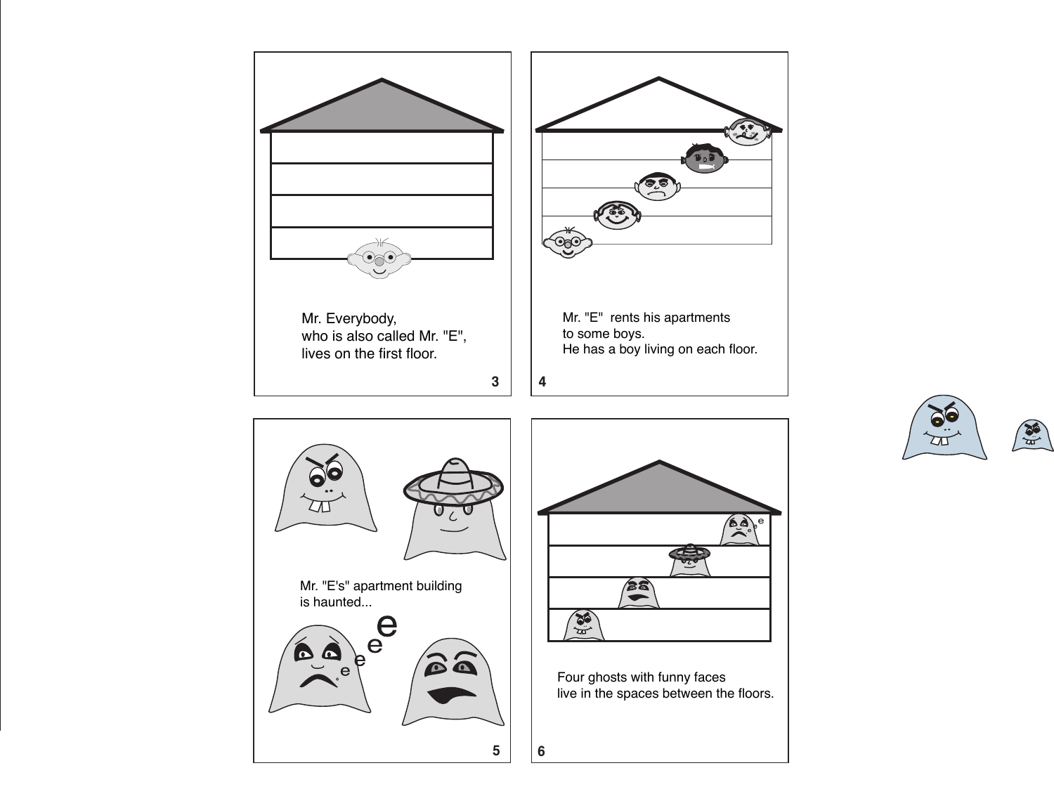Mr. Everybody,
who is also called Mr. "E",
lives on the first floor.

Mr. "E" rents his apartments
to some boys.
He has a boy living on each floor.

Mr. "E's" apartment building
is haunted...

Four ghosts with funny faces
live in the spaces between the floors.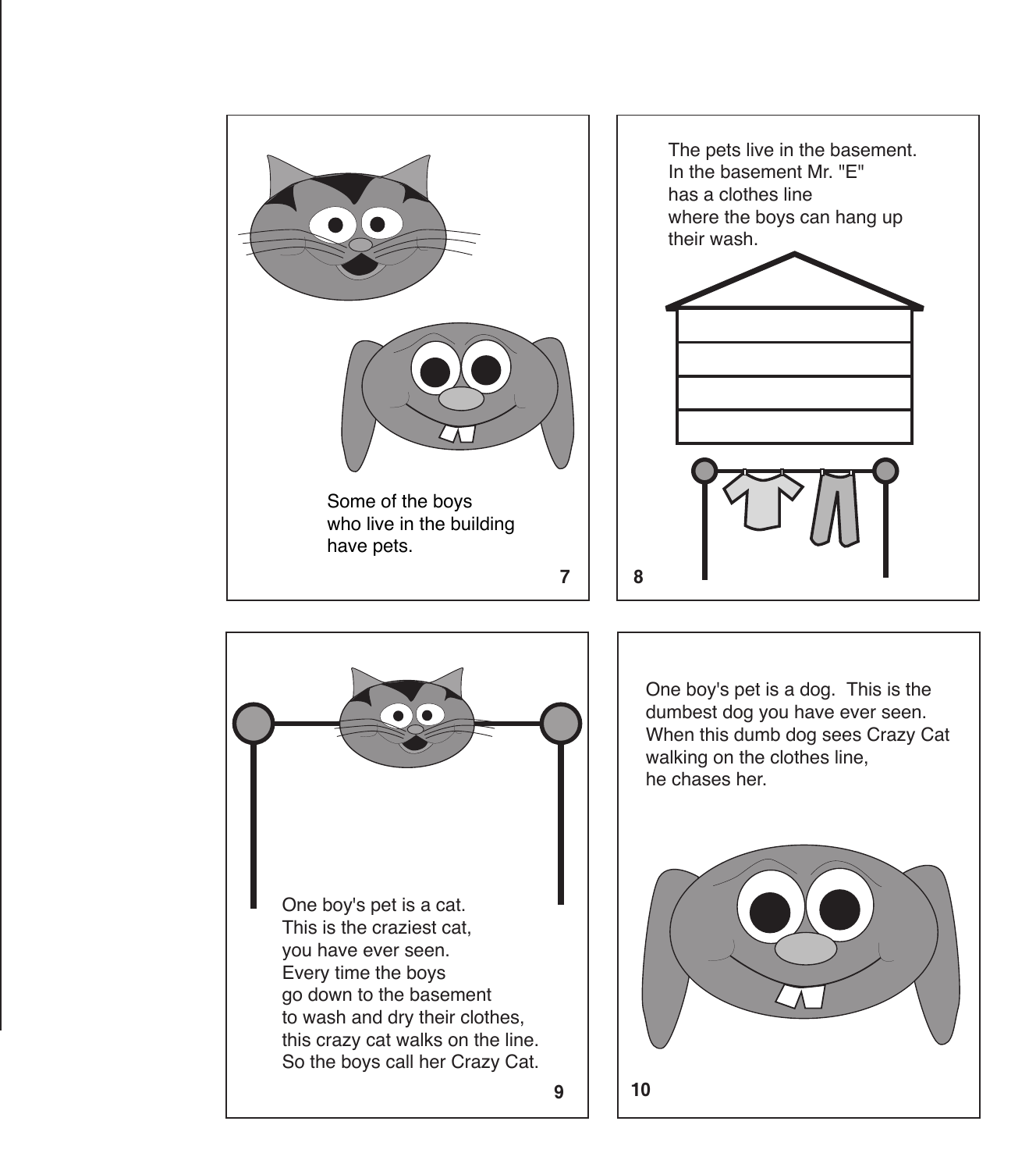Some of the boys
who live in the building
have pets.

The pets live in the basement.
In the basement Mr. "E"
has a clothes line
where the boys can hang up
their wash.

One boy's pet is a cat.
This is the craziest cat,
you have ever seen.
Every time the boys
go down to the basement
to wash and dry their clothes,
this crazy cat walks on the line.
So the boys call her Crazy Cat.

One boy's pet is a dog. This is the dumbest dog you have ever seen. When this dumb dog sees Crazy Cat walking on the clothes line,
he chases her.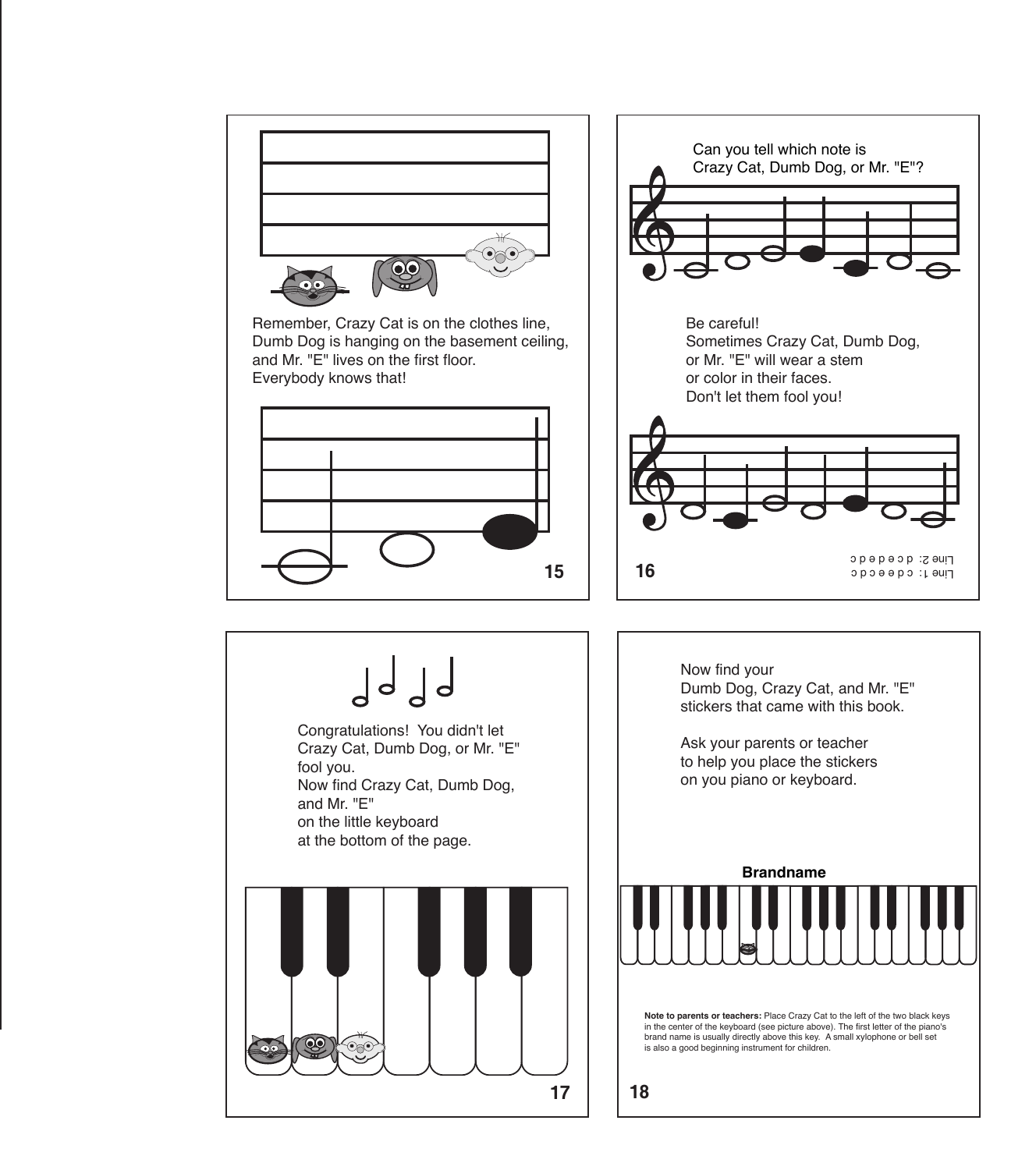Remember, Crazy Cat is on the clothes line,
Dumb Dog is hanging on the basement ceiling,
and Mr. "E" lives on the first floor.
Everybody knows that!

Can you tell which note is
Crazy Cat, Dumb Dog, or Mr. "E"?

Be careful!
Sometimes Crazy Cat, Dumb Dog,
or Mr. "E" will wear a stem
or color in their faces.
Don't let them fool you!

Line 1: c d e e c d c
Line 2: c d e d e d c

Congratulations! You didn't let
Crazy Cat, Dumb Dog, or Mr. "E"
fool you.
Now find Crazy Cat, Dumb Dog,
and Mr. "E"
on the little keyboard
at the bottom of the page.

Now find your
Dumb Dog, Crazy Cat, and Mr. "E"
stickers that came with this book.

Ask your parents or teacher
to help you place the stickers
on you piano or keyboard.

**Brandname**

**Note to parents or teachers:** Place Crazy Cat to the left of the two black keys in the center of the keyboard (see picture above). The first letter of the piano's brand name is usually directly above this key. A small xylophone or bell set is also a good beginning instrument for children.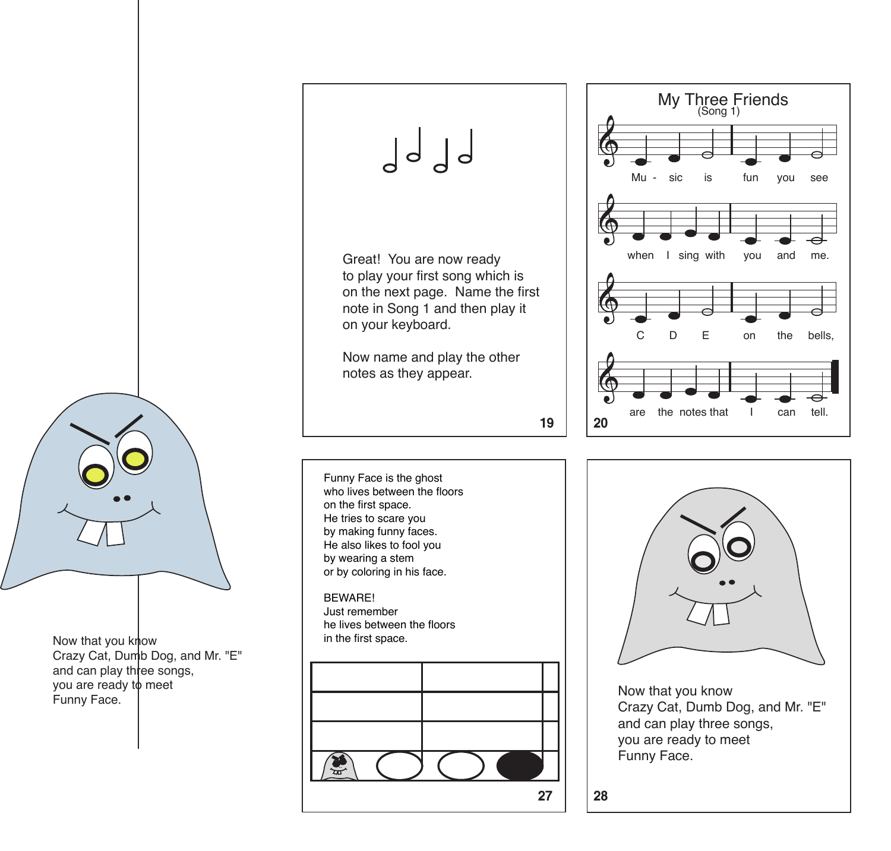Now that you know
Crazy Cat, Dumb Dog, and Mr. "E"
and can play three songs,
you are ready to meet
Funny Face.

Great! You are now ready
to play your first song which is
on the next page. Name the first
note in Song 1 and then play it
on your keyboard.

Now name and play the other
notes as they appear.

# My Three Friends

(Song 1)

Mu - sic is fun you see

when I sing with you and me.

C D E on the bells,

are the notes that I can tell.

Funny Face is the ghost
who lives between the floors
on the first space.
He tries to scare you
by making funny faces.
He also likes to fool you
by wearing a stem
or by coloring in his face.

BEWARE!
Just remember
he lives between the floors
in the first space.

Now that you know
Crazy Cat, Dumb Dog, and Mr. "E"
and can play three songs,
you are ready to meet
Funny Face.